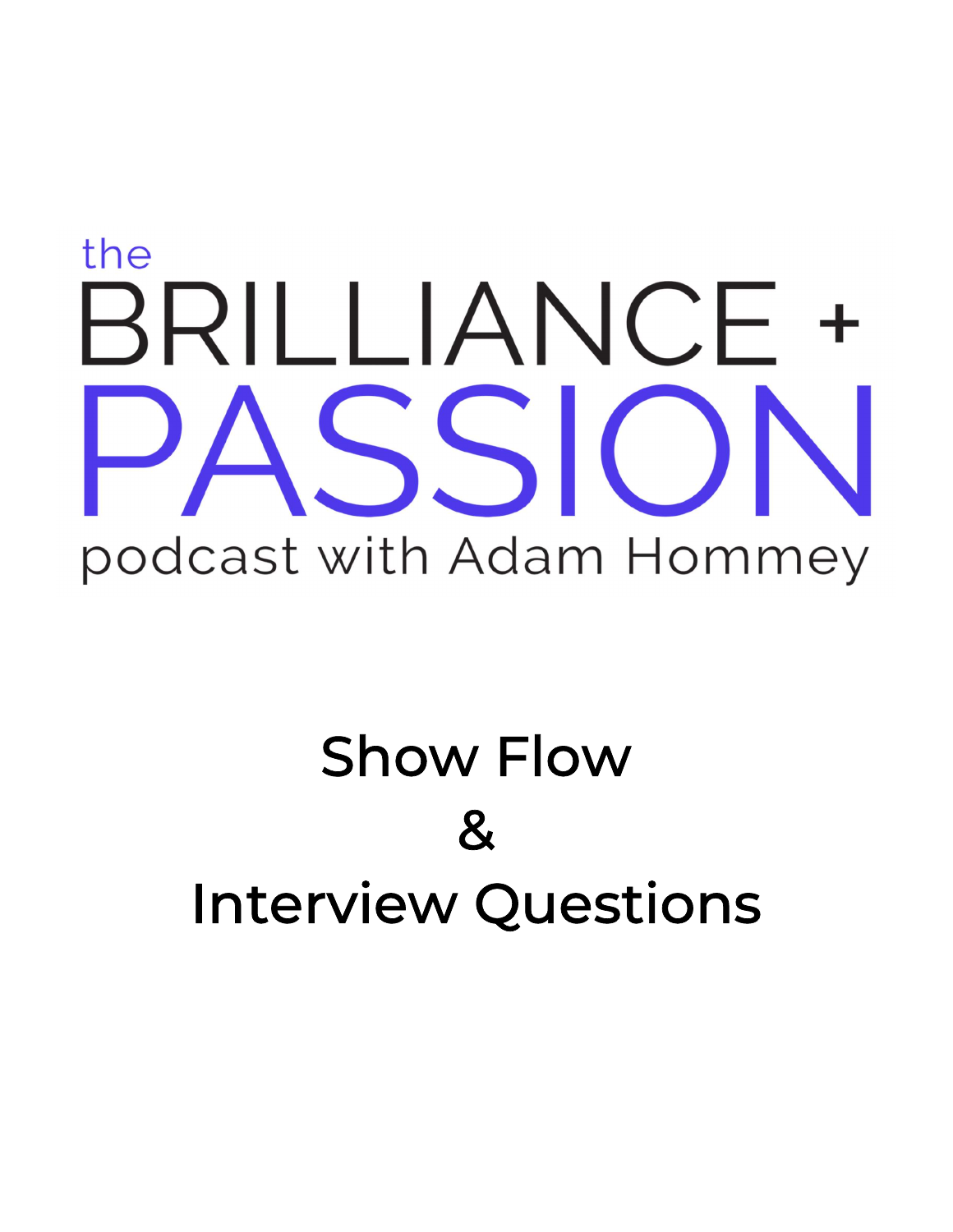the

# BRILLIANCE +

# PASSION

podcast with Adam Hommey

## Show Flow

## &

## Interview Questions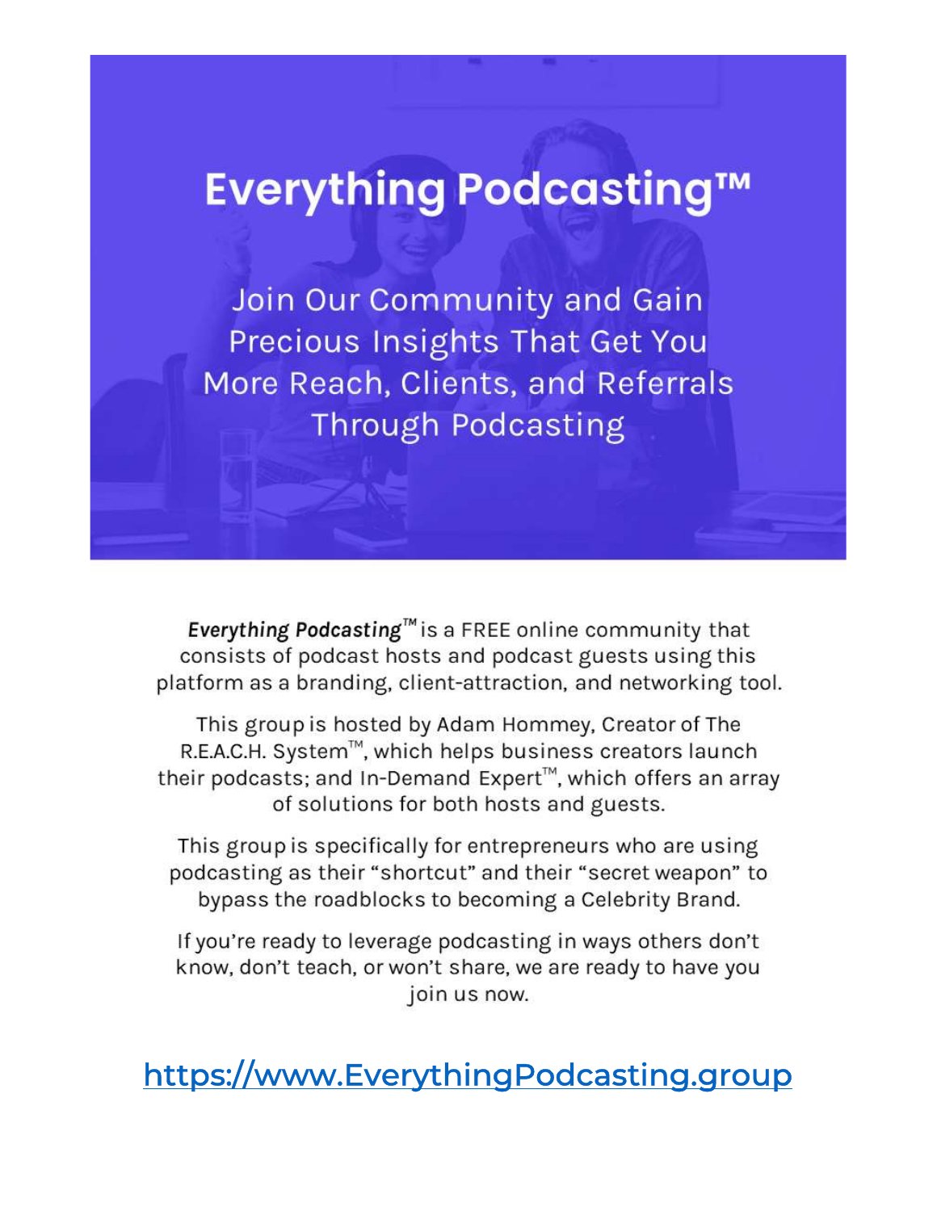# Everything Podcasting™

## Join Our Community and Gain Precious Insights That Get You More Reach, Clients, and Referrals Through Podcasting

***Everything Podcasting™*** is a FREE online community that consists of podcast hosts and podcast guests using this platform as a branding, client-attraction, and networking tool.

This group is hosted by Adam Hommey, Creator of The R.E.A.C.H. System™, which helps business creators launch their podcasts; and In-Demand Expert™, which offers an array of solutions for both hosts and guests.

This group is specifically for entrepreneurs who are using podcasting as their "shortcut" and their "secret weapon" to bypass the roadblocks to becoming a Celebrity Brand.

If you're ready to leverage podcasting in ways others don't know, don't teach, or won't share, we are ready to have you join us now.

[https://www.EverythingPodcasting.group](https://www.EverythingPodcasting.group)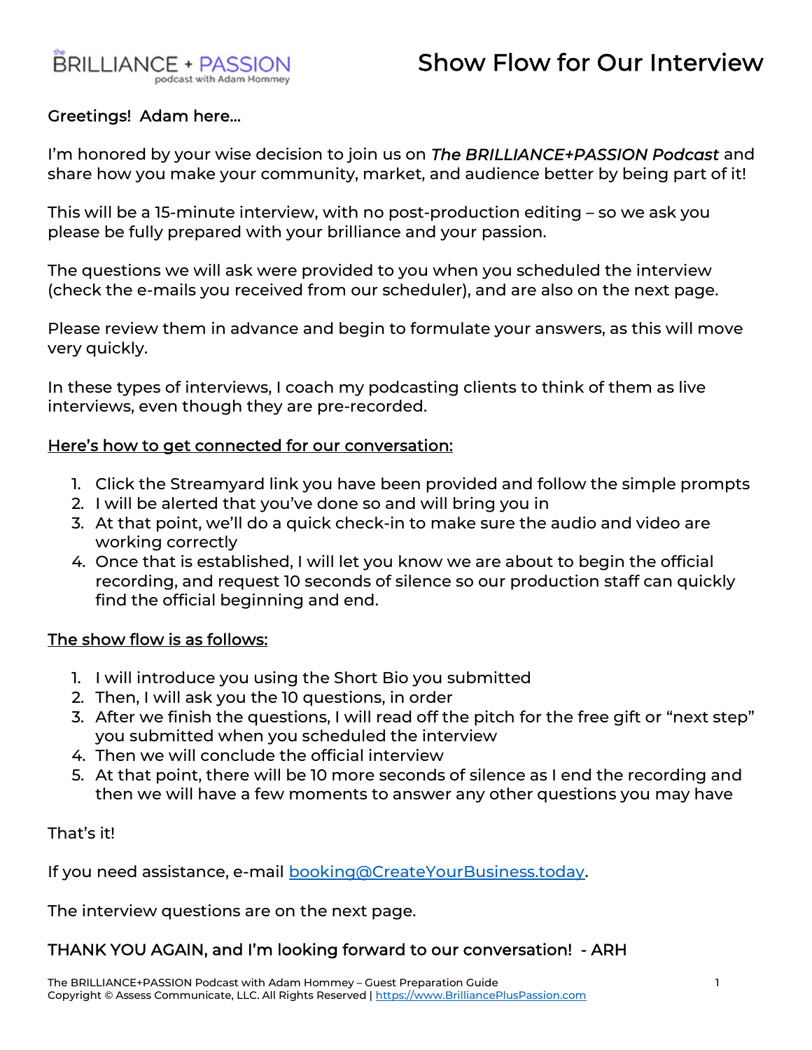# Show Flow for Our Interview

Greetings! Adam here…

I'm honored by your wise decision to join us on *The BRILLIANCE+PASSION Podcast* and share how you make your community, market, and audience better by being part of it!

This will be a 15-minute interview, with no post-production editing – so we ask you please be fully prepared with your brilliance and your passion.

The questions we will ask were provided to you when you scheduled the interview (check the e-mails you received from our scheduler), and are also on the next page.

Please review them in advance and begin to formulate your answers, as this will move very quickly.

In these types of interviews, I coach my podcasting clients to think of them as live interviews, even though they are pre-recorded.

## Here's how to get connected for our conversation:

1. Click the Streamyard link you have been provided and follow the simple prompts
2. I will be alerted that you've done so and will bring you in
3. At that point, we'll do a quick check-in to make sure the audio and video are working correctly
4. Once that is established, I will let you know we are about to begin the official recording, and request 10 seconds of silence so our production staff can quickly find the official beginning and end.

## The show flow is as follows:

1. I will introduce you using the Short Bio you submitted
2. Then, I will ask you the 10 questions, in order
3. After we finish the questions, I will read off the pitch for the free gift or "next step" you submitted when you scheduled the interview
4. Then we will conclude the official interview
5. At that point, there will be 10 more seconds of silence as I end the recording and then we will have a few moments to answer any other questions you may have

That's it!

If you need assistance, e-mail booking@CreateYourBusiness.today.

The interview questions are on the next page.

**THANK YOU AGAIN, and I'm looking forward to our conversation! - ARH**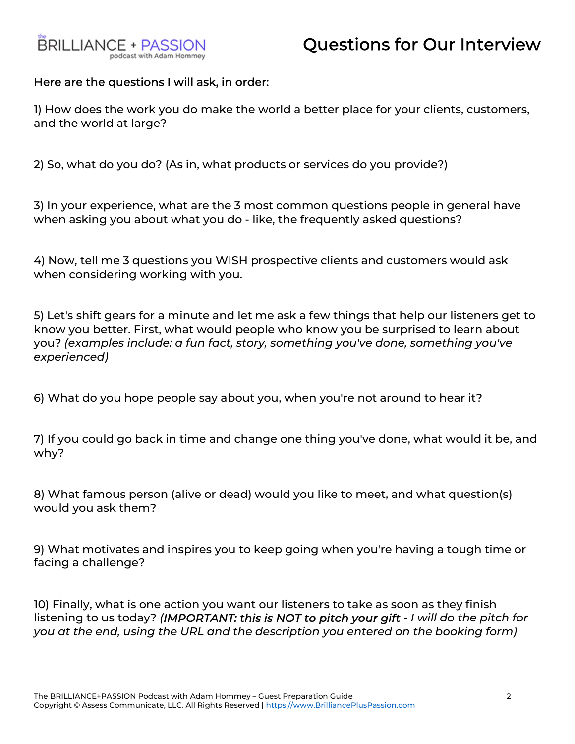# Questions for Our Interview

**Here are the questions I will ask, in order:**

1) How does the work you do make the world a better place for your clients, customers, and the world at large?

2) So, what do you do? (As in, what products or services do you provide?)

3) In your experience, what are the 3 most common questions people in general have when asking you about what you do - like, the frequently asked questions?

4) Now, tell me 3 questions you WISH prospective clients and customers would ask when considering working with you.

5) Let's shift gears for a minute and let me ask a few things that help our listeners get to know you better. First, what would people who know you be surprised to learn about you? *(examples include: a fun fact, story, something you've done, something you've experienced)*

6) What do you hope people say about you, when you're not around to hear it?

7) If you could go back in time and change one thing you've done, what would it be, and why?

8) What famous person (alive or dead) would you like to meet, and what question(s) would you ask them?

9) What motivates and inspires you to keep going when you're having a tough time or facing a challenge?

10) Finally, what is one action you want our listeners to take as soon as they finish listening to us today? ***(IMPORTANT: this is NOT to pitch your gift** - I will do the pitch for you at the end, using the URL and the description you entered on the booking form)*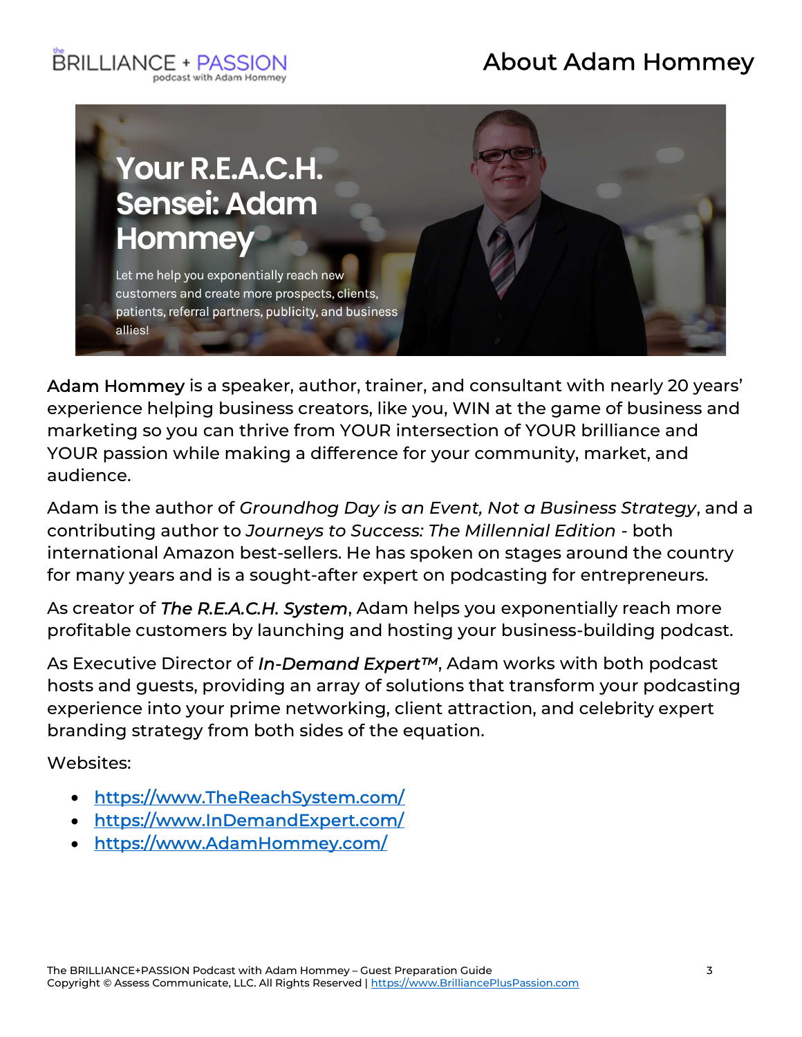# About Adam Hommey

## Your R.E.A.C.H. Sensei: Adam Hommey

Let me help you exponentially reach new customers and create more prospects, clients, patients, referral partners, publicity, and business allies!

**Adam Hommey** is a speaker, author, trainer, and consultant with nearly 20 years' experience helping business creators, like you, WIN at the game of business and marketing so you can thrive from YOUR intersection of YOUR brilliance and YOUR passion while making a difference for your community, market, and audience.

Adam is the author of *Groundhog Day is an Event, Not a Business Strategy*, and a contributing author to *Journeys to Success: The Millennial Edition* - both international Amazon best-sellers. He has spoken on stages around the country for many years and is a sought-after expert on podcasting for entrepreneurs.

As creator of ***The R.E.A.C.H. System***, Adam helps you exponentially reach more profitable customers by launching and hosting your business-building podcast.

As Executive Director of ***In-Demand Expert™***, Adam works with both podcast hosts and guests, providing an array of solutions that transform your podcasting experience into your prime networking, client attraction, and celebrity expert branding strategy from both sides of the equation.

Websites:

- https://www.TheReachSystem.com/
- https://www.InDemandExpert.com/
- https://www.AdamHommey.com/